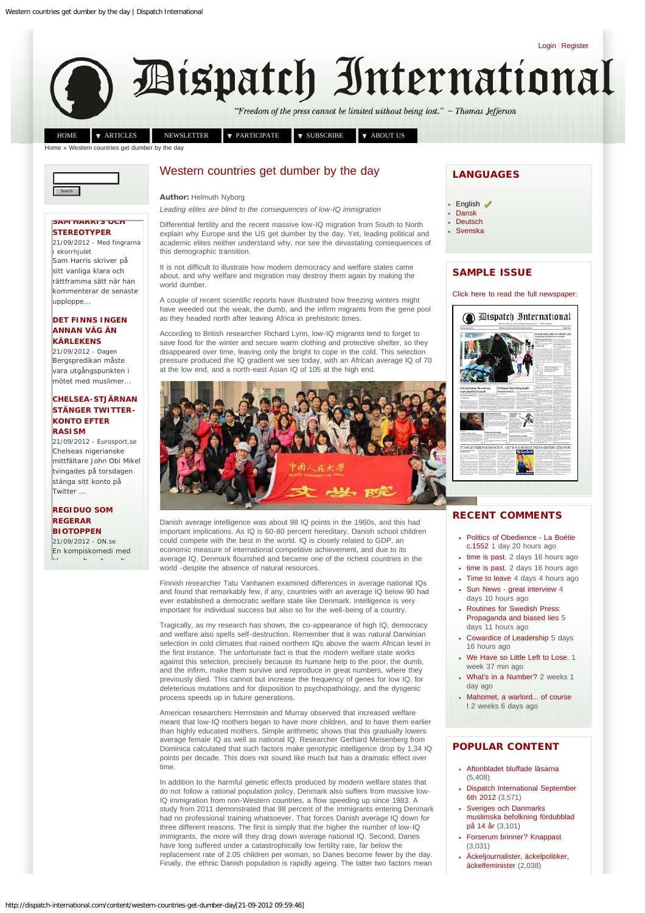# Western countries get dumber by the day

**Author:** Helmuth Nyborg

*Leading elites are blind to the consequences of low-IQ immigration*

Differential fertility and the recent massive low-IQ migration from South to North explain why Europe and the US get dumber by the day. Yet, leading political and academic elites neither understand why, nor see the devastating consequences of this demographic transition.

It is not difficult to illustrate how modern democracy and welfare states came about, and why welfare and migration may destroy them again by making the world dumber.

A couple of recent scientific reports have illustrated how freezing winters might have weeded out the weak, the dumb, and the infirm migrants from the gene pool as they headed north after leaving Africa in prehistoric times.

According to British researcher Richard Lynn, low-IQ migrants tend to forget to save food for the winter and secure warm clothing and protective shelter, so they disappeared over time, leaving only the bright to cope in the cold. This selection pressure produced the IQ gradient we see today, with an African average IQ of 70 at the low end, and a north-east Asian IQ of 105 at the high end.

Danish average intelligence was about 98 IQ points in the 1960s, and this had important implications. As IQ is 60-80 percent hereditary, Danish school children could compete with the best in the world. IQ is closely related to GDP, an economic measure of international competitive achievement, and due to its average IQ, Denmark flourished and became one of the richest countries in the world -despite the absence of natural resources.

Finnish researcher Tatu Vanhanen examined differences in average national IQs and found that remarkably few, if any, countries with an average IQ below 90 had ever established a democratic welfare state like Denmark. Intelligence is very important for individual success but also so for the well-being of a country.

Tragically, as my research has shown, the co-appearance of high IQ, democracy and welfare also spells self-destruction. Remember that it was natural Darwinian selection in cold climates that raised northern IQs above the warm African level in the first instance. The unfortunate fact is that the modern welfare state works against this selection, precisely because its humane help to the poor, the dumb, and the infirm, make them survive and reproduce in great numbers, where they previously died. This cannot but increase the frequency of genes for low IQ, for deleterious mutations and for disposition to psychopathology, and the dysgenic process speeds up in future generations.

American researchers Herrnstein and Murray observed that increased welfare meant that low-IQ mothers began to have more children, and to have them earlier than highly educated mothers. Simple arithmetic shows that this gradually lowers average female IQ as well as national IQ. Researcher Gerhard Meisenberg from Dominica calculated that such factors make genotypic intelligence drop by 1,34 IQ points per decade. This does not sound like much but has a dramatic effect over time.

In addition to the harmful genetic effects produced by modern welfare states that do not follow a rational population policy, Denmark also suffers from massive low-IQ immigration from non-Western countries, a flow speeding up since 1983. A study from 2011 demonstrated that 98 percent of the immigrants entering Denmark had no professional training whatsoever. That forces Danish average IQ down for three different reasons. The first is simply that the higher the number of low-IQ immigrants, the more will they drag down average national IQ. Second, Danes have long suffered under a catastrophically low fertility rate, far below the replacement rate of 2.05 children per woman, so Danes become fewer by the day. Finally, the ethnic Danish population is rapidly ageing. The latter two factors mean

## LANGUAGES

- English
- Dansk
- Deutsch
- Svenska

## SAMPLE ISSUE

Click here to read the full newspaper:

## RECENT COMMENTS

- Politics of Obedience - La Boétie c.1552 1 day 20 hours ago
- time is past. 2 days 16 hours ago
- time is past. 2 days 16 hours ago
- Time to leave 4 days 4 hours ago
- Sun News - great interview 4 days 10 hours ago
- Routines for Swedish Press: Propaganda and biased lies 5 days 11 hours ago
- Cowardice of Leadership 5 days 16 hours ago
- We Have so Little Left to Lose. 1 week 37 min ago
- What's in a Number? 2 weeks 1 day ago
- Mahomet, a warlord... of course ! 2 weeks 6 days ago

## POPULAR CONTENT

- Aftonbladet bluffade läsarna (5,408)
- Dispatch International September 6th 2012 (3,571)
- Sveriges och Danmarks muslimska befolkning fördubblad på 14 år (3,101)
- Forserum brinner? Knappast (3,031)
- Äckeljournalister, äckelpolitiker, äckelfeminister (2,038)

**SAM HARRIS OCH STEREOTYPER**
21/09/2012 - Med fingrarna i ekorrhjulet
Sam Harris skriver på sitt vanliga klara och rättframma sätt när han kommenterar de senaste upploppe...

**DET FINNS INGEN ANNAN VÄG ÄN KÄRLEKENS**
21/09/2012 - Dagen
Bergspredikan måste vara utgångspunkten i mötet med muslimer...

**CHELSEA-STJÄRNAN STÄNGER TWITTER-KONTO EFTER RASISM**
21/09/2012 - Eurosport.se
Chelseas nigerianske mittfältare John Obi Mikel tvingades på torsdagen stänga sitt konto på Twitter ...

**REGIDUO SOM REGERAR BIOTOPPEN**
21/09/2012 - DN.se
En kompiskomedi med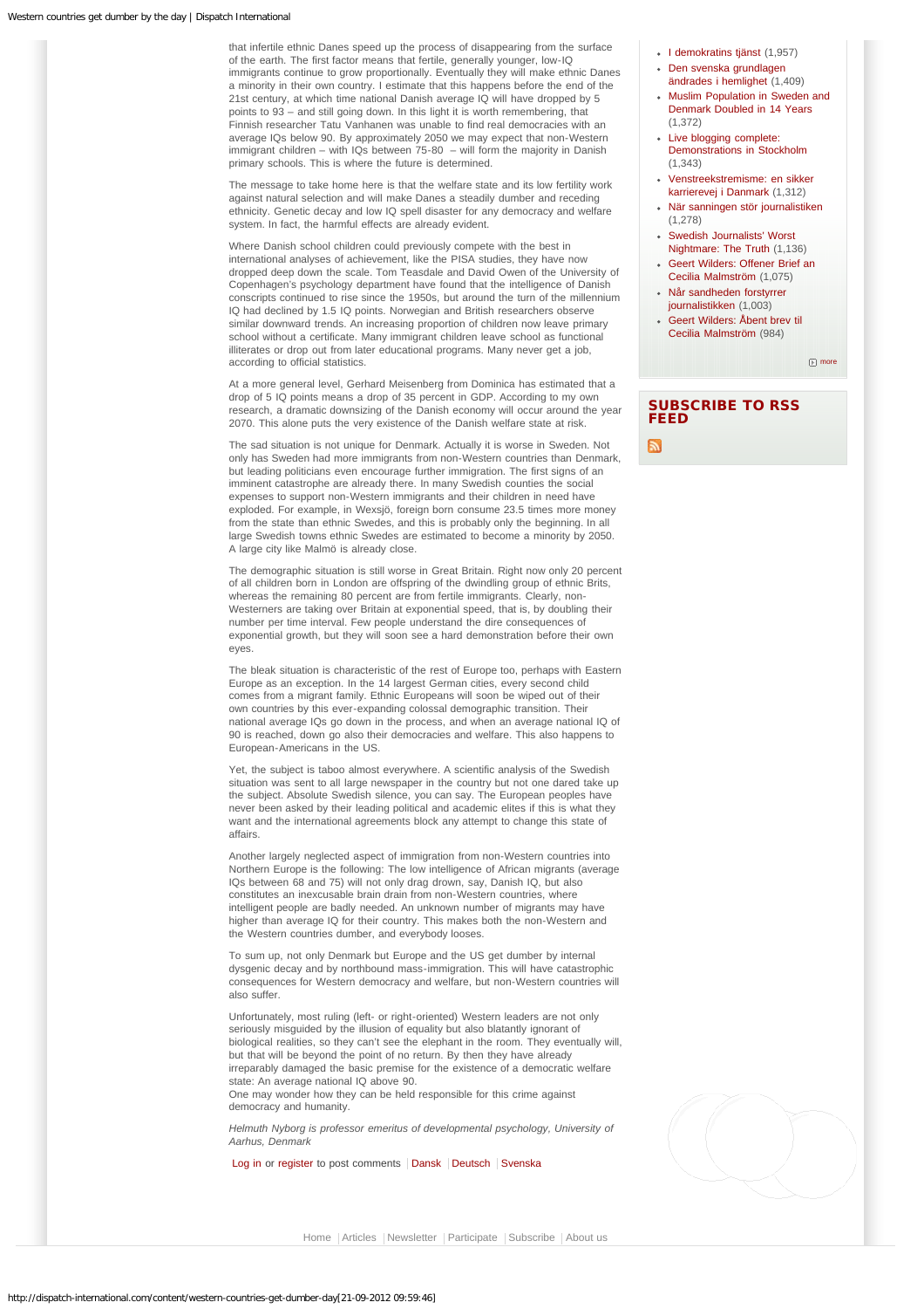that infertile ethnic Danes speed up the process of disappearing from the surface of the earth. The first factor means that fertile, generally younger, low-IQ immigrants continue to grow proportionally. Eventually they will make ethnic Danes a minority in their own country. I estimate that this happens before the end of the 21st century, at which time national Danish average IQ will have dropped by 5 points to 93 – and still going down. In this light it is worth remembering, that Finnish researcher Tatu Vanhanen was unable to find real democracies with an average IQs below 90. By approximately 2050 we may expect that non-Western immigrant children – with IQs between 75-80 – will form the majority in Danish primary schools. This is where the future is determined.

The message to take home here is that the welfare state and its low fertility work against natural selection and will make Danes a steadily dumber and receding ethnicity. Genetic decay and low IQ spell disaster for any democracy and welfare system. In fact, the harmful effects are already evident.

Where Danish school children could previously compete with the best in international analyses of achievement, like the PISA studies, they have now dropped deep down the scale. Tom Teasdale and David Owen of the University of Copenhagen's psychology department have found that the intelligence of Danish conscripts continued to rise since the 1950s, but around the turn of the millennium IQ had declined by 1.5 IQ points. Norwegian and British researchers observe similar downward trends. An increasing proportion of children now leave primary school without a certificate. Many immigrant children leave school as functional illiterates or drop out from later educational programs. Many never get a job, according to official statistics.

At a more general level, Gerhard Meisenberg from Dominica has estimated that a drop of 5 IQ points means a drop of 35 percent in GDP. According to my own research, a dramatic downsizing of the Danish economy will occur around the year 2070. This alone puts the very existence of the Danish welfare state at risk.

The sad situation is not unique for Denmark. Actually it is worse in Sweden. Not only has Sweden had more immigrants from non-Western countries than Denmark, but leading politicians even encourage further immigration. The first signs of an imminent catastrophe are already there. In many Swedish counties the social expenses to support non-Western immigrants and their children in need have exploded. For example, in Wexsjö, foreign born consume 23.5 times more money from the state than ethnic Swedes, and this is probably only the beginning. In all large Swedish towns ethnic Swedes are estimated to become a minority by 2050. A large city like Malmö is already close.

The demographic situation is still worse in Great Britain. Right now only 20 percent of all children born in London are offspring of the dwindling group of ethnic Brits, whereas the remaining 80 percent are from fertile immigrants. Clearly, non-Westerners are taking over Britain at exponential speed, that is, by doubling their number per time interval. Few people understand the dire consequences of exponential growth, but they will soon see a hard demonstration before their own eyes.

The bleak situation is characteristic of the rest of Europe too, perhaps with Eastern Europe as an exception. In the 14 largest German cities, every second child comes from a migrant family. Ethnic Europeans will soon be wiped out of their own countries by this ever-expanding colossal demographic transition. Their national average IQs go down in the process, and when an average national IQ of 90 is reached, down go also their democracies and welfare. This also happens to European-Americans in the US.

Yet, the subject is taboo almost everywhere. A scientific analysis of the Swedish situation was sent to all large newspaper in the country but not one dared take up the subject. Absolute Swedish silence, you can say. The European peoples have never been asked by their leading political and academic elites if this is what they want and the international agreements block any attempt to change this state of affairs.

Another largely neglected aspect of immigration from non-Western countries into Northern Europe is the following: The low intelligence of African migrants (average IQs between 68 and 75) will not only drag drown, say, Danish IQ, but also constitutes an inexcusable brain drain from non-Western countries, where intelligent people are badly needed. An unknown number of migrants may have higher than average IQ for their country. This makes both the non-Western and the Western countries dumber, and everybody looses.

To sum up, not only Denmark but Europe and the US get dumber by internal dysgenic decay and by northbound mass-immigration. This will have catastrophic consequences for Western democracy and welfare, but non-Western countries will also suffer.

Unfortunately, most ruling (left- or right-oriented) Western leaders are not only seriously misguided by the illusion of equality but also blatantly ignorant of biological realities, so they can't see the elephant in the room. They eventually will, but that will be beyond the point of no return. By then they have already irreparably damaged the basic premise for the existence of a democratic welfare state: An average national IQ above 90.
One may wonder how they can be held responsible for this crime against democracy and humanity.

*Helmuth Nyborg is professor emeritus of developmental psychology, University of Aarhus, Denmark*

Log in or register to post comments | Dansk | Deutsch | Svenska

- I demokratins tjänst (1,957)
- Den svenska grundlagen ändrades i hemlighet (1,409)
- Muslim Population in Sweden and Denmark Doubled in 14 Years (1,372)
- Live blogging complete: Demonstrations in Stockholm (1,343)
- Venstreekstremisme: en sikker karrierevej i Danmark (1,312)
- När sanningen stör journalistiken (1,278)
- Swedish Journalists' Worst Nightmare: The Truth (1,136)
- Geert Wilders: Offener Brief an Cecilia Malmström (1,075)
- Når sandheden forstyrrer journalistikken (1,003)
- Geert Wilders: Åbent brev til Cecilia Malmström (984)

more

## SUBSCRIBE TO RSS FEED

Home | Articles | Newsletter | Participate | Subscribe | About us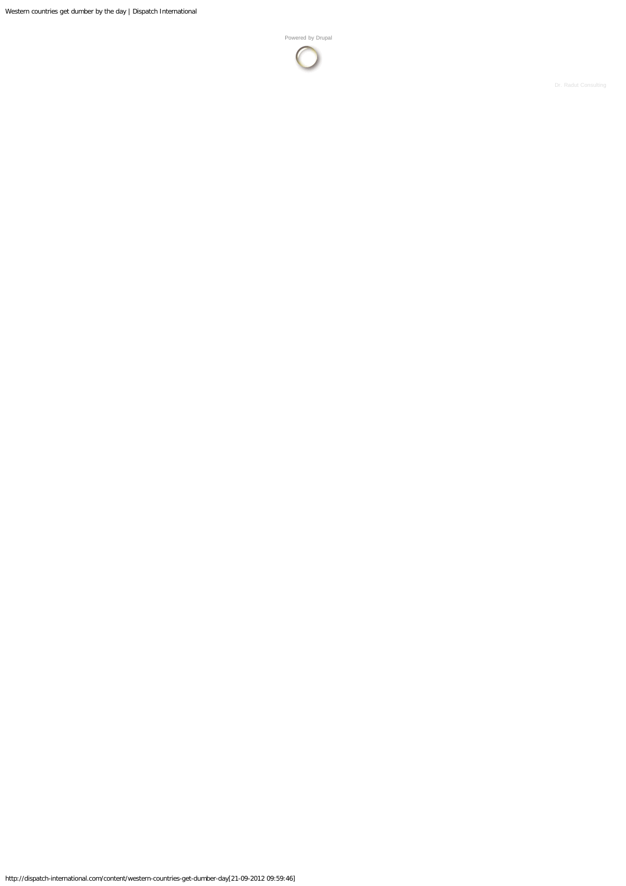Powered by Drupal

Dr. Radut Consulting